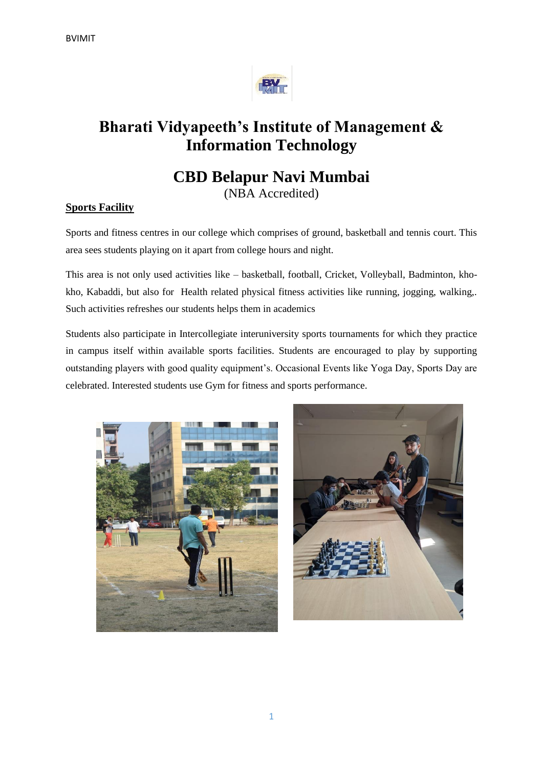# Bharati Vidyapeeth's Institute of Management & Information Technology

## CBD Belapur Navi Mumbai

(NBA Accredited)

**Sports Facility**

Sports and fitness centres in our college which comprises of ground, basketball and tennis court. This area sees students playing on it apart from college hours and night.

This area is not only used activities like – basketball, football, Cricket, Volleyball, Badminton, kho-kho, Kabaddi, but also for Health related physical fitness activities like running, jogging, walking,. Such activities refreshes our students helps them in academics

Students also participate in Intercollegiate interuniversity sports tournaments for which they practice in campus itself within available sports facilities. Students are encouraged to play by supporting outstanding players with good quality equipment's. Occasional Events like Yoga Day, Sports Day are celebrated. Interested students use Gym for fitness and sports performance.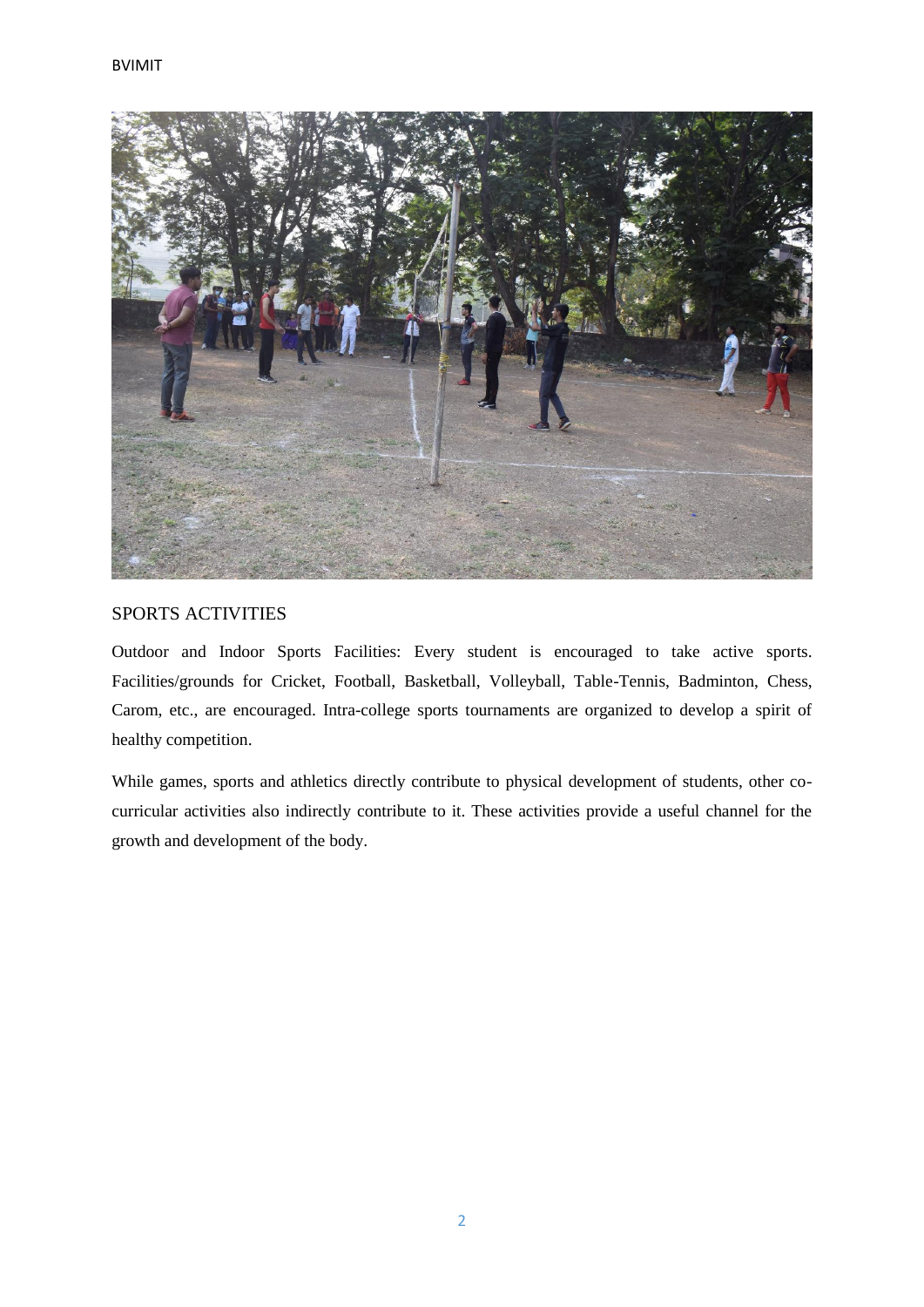SPORTS ACTIVITIES

Outdoor and Indoor Sports Facilities: Every student is encouraged to take active sports. Facilities/grounds for Cricket, Football, Basketball, Volleyball, Table-Tennis, Badminton, Chess, Carom, etc., are encouraged. Intra-college sports tournaments are organized to develop a spirit of healthy competition.

While games, sports and athletics directly contribute to physical development of students, other co-curricular activities also indirectly contribute to it. These activities provide a useful channel for the growth and development of the body.